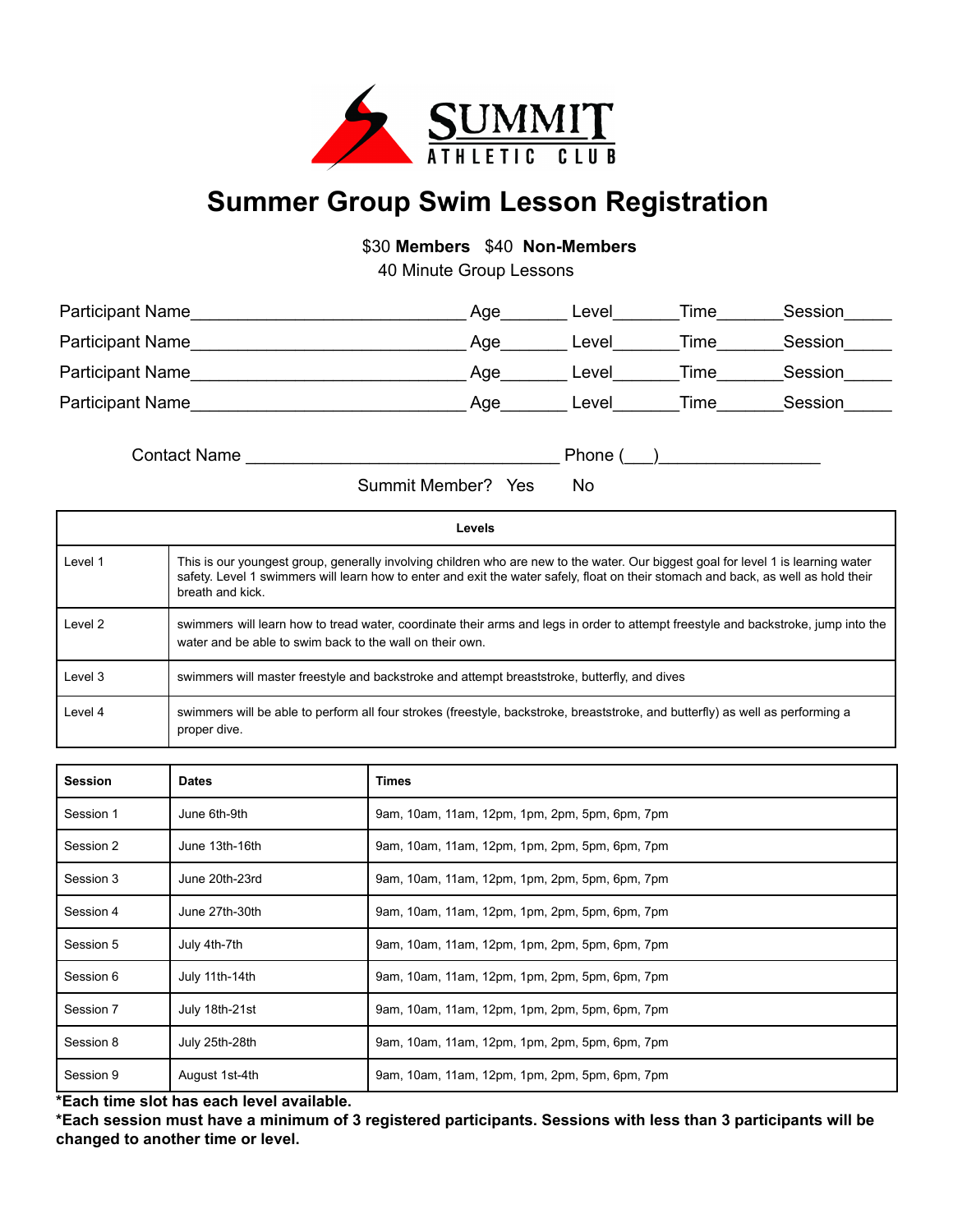SUMMIT ATHLETIC CLUB

# Summer Group Swim Lesson Registration

$30 **Members** $40 **Non-Members**
40 Minute Group Lessons

Participant Name______________________________ Age_______ Level_______Time_______Session_____
Participant Name______________________________ Age_______ Level_______Time_______Session_____
Participant Name______________________________ Age_______ Level_______Time_______Session_____
Participant Name______________________________ Age_______ Level_______Time_______Session_____

Contact Name __________________________________ Phone (___)_________________

Summit Member? Yes No

| **Levels** | |
|---|---|
| Level 1 | This is our youngest group, generally involving children who are new to the water. Our biggest goal for level 1 is learning water safety. Level 1 swimmers will learn how to enter and exit the water safely, float on their stomach and back, as well as hold their breath and kick. |
| Level 2 | swimmers will learn how to tread water, coordinate their arms and legs in order to attempt freestyle and backstroke, jump into the water and be able to swim back to the wall on their own. |
| Level 3 | swimmers will master freestyle and backstroke and attempt breaststroke, butterfly, and dives |
| Level 4 | swimmers will be able to perform all four strokes (freestyle, backstroke, breaststroke, and butterfly) as well as performing a proper dive. |

| **Session** | **Dates** | **Times** |
|---|---|---|
| Session 1 | June 6th-9th | 9am, 10am, 11am, 12pm, 1pm, 2pm, 5pm, 6pm, 7pm |
| Session 2 | June 13th-16th | 9am, 10am, 11am, 12pm, 1pm, 2pm, 5pm, 6pm, 7pm |
| Session 3 | June 20th-23rd | 9am, 10am, 11am, 12pm, 1pm, 2pm, 5pm, 6pm, 7pm |
| Session 4 | June 27th-30th | 9am, 10am, 11am, 12pm, 1pm, 2pm, 5pm, 6pm, 7pm |
| Session 5 | July 4th-7th | 9am, 10am, 11am, 12pm, 1pm, 2pm, 5pm, 6pm, 7pm |
| Session 6 | July 11th-14th | 9am, 10am, 11am, 12pm, 1pm, 2pm, 5pm, 6pm, 7pm |
| Session 7 | July 18th-21st | 9am, 10am, 11am, 12pm, 1pm, 2pm, 5pm, 6pm, 7pm |
| Session 8 | July 25th-28th | 9am, 10am, 11am, 12pm, 1pm, 2pm, 5pm, 6pm, 7pm |
| Session 9 | August 1st-4th | 9am, 10am, 11am, 12pm, 1pm, 2pm, 5pm, 6pm, 7pm |

**\*Each time slot has each level available.**
**\*Each session must have a minimum of 3 registered participants. Sessions with less than 3 participants will be changed to another time or level.**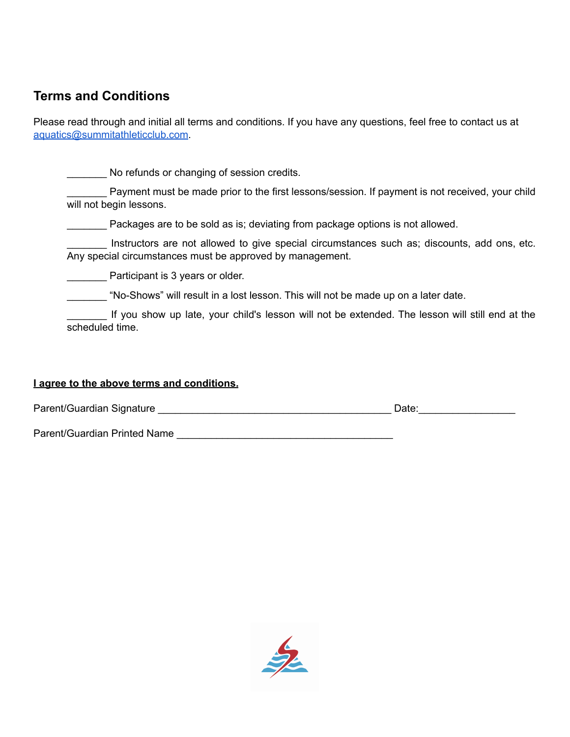## Terms and Conditions

Please read through and initial all terms and conditions. If you have any questions, feel free to contact us at [aquatics@summitathleticclub.com](mailto:aquatics@summitathleticclub.com).

_______ No refunds or changing of session credits.

_______ Payment must be made prior to the first lessons/session. If payment is not received, your child will not begin lessons.

_______ Packages are to be sold as is; deviating from package options is not allowed.

_______ Instructors are not allowed to give special circumstances such as; discounts, add ons, etc. Any special circumstances must be approved by management.

_______ Participant is 3 years or older.

_______ "No-Shows" will result in a lost lesson. This will not be made up on a later date.

_______ If you show up late, your child's lesson will not be extended. The lesson will still end at the scheduled time.

**<u>I agree to the above terms and conditions.</u>**

Parent/Guardian Signature ___________________________________________ Date:_________________

Parent/Guardian Printed Name ________________________________________